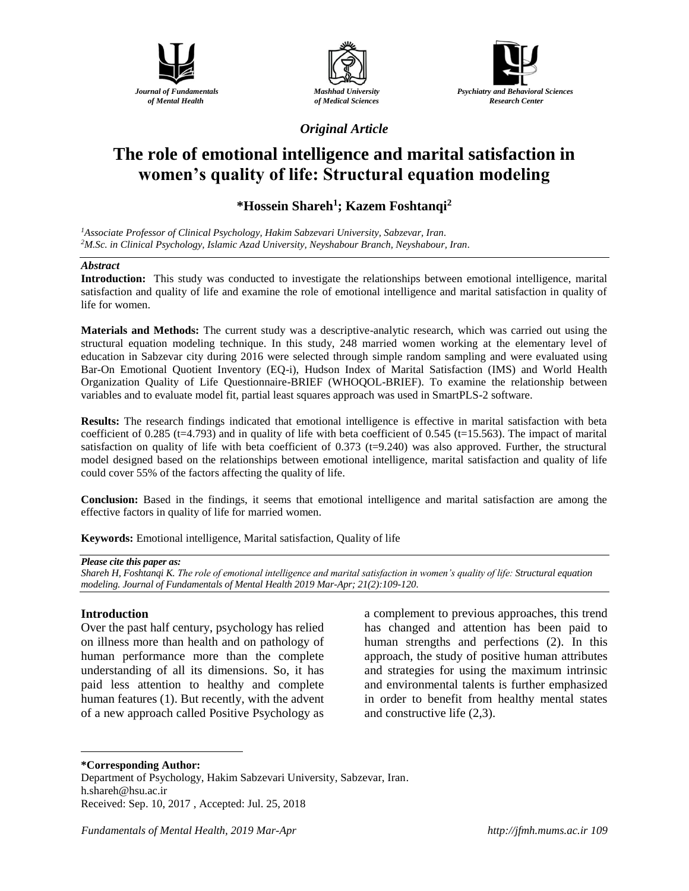Journal of Fundamentals of Mental Health

Mashhad University of Medical Sciences

Psychiatry and Behavioral Sciences Research Center

*Original Article*

# The role of emotional intelligence and marital satisfaction in women's quality of life: Structural equation modeling

**\*Hossein Shareh[1]; Kazem Foshtanqi[2]**

*[1]Associate Professor of Clinical Psychology, Hakim Sabzevari University, Sabzevar, Iran.*
*[2]M.Sc. in Clinical Psychology, Islamic Azad University, Neyshabour Branch, Neyshabour, Iran.*

## *Abstract*

**Introduction:** This study was conducted to investigate the relationships between emotional intelligence, marital satisfaction and quality of life and examine the role of emotional intelligence and marital satisfaction in quality of life for women.

**Materials and Methods:** The current study was a descriptive-analytic research, which was carried out using the structural equation modeling technique. In this study, 248 married women working at the elementary level of education in Sabzevar city during 2016 were selected through simple random sampling and were evaluated using Bar-On Emotional Quotient Inventory (EQ-i), Hudson Index of Marital Satisfaction (IMS) and World Health Organization Quality of Life Questionnaire-BRIEF (WHOQOL-BRIEF). To examine the relationship between variables and to evaluate model fit, partial least squares approach was used in SmartPLS-2 software.

**Results:** The research findings indicated that emotional intelligence is effective in marital satisfaction with beta coefficient of 0.285 (t=4.793) and in quality of life with beta coefficient of 0.545 (t=15.563). The impact of marital satisfaction on quality of life with beta coefficient of 0.373 (t=9.240) was also approved. Further, the structural model designed based on the relationships between emotional intelligence, marital satisfaction and quality of life could cover 55% of the factors affecting the quality of life.

**Conclusion:** Based in the findings, it seems that emotional intelligence and marital satisfaction are among the effective factors in quality of life for married women.

**Keywords:** Emotional intelligence, Marital satisfaction, Quality of life

***Please cite this paper as:***
*Shareh H, Foshtanqi K. The role of emotional intelligence and marital satisfaction in women's quality of life: Structural equation modeling. Journal of Fundamentals of Mental Health 2019 Mar-Apr; 21(2):109-120.*

## Introduction

Over the past half century, psychology has relied on illness more than health and on pathology of human performance more than the complete understanding of all its dimensions. So, it has paid less attention to healthy and complete human features (1). But recently, with the advent of a new approach called Positive Psychology as a complement to previous approaches, this trend has changed and attention has been paid to human strengths and perfections (2). In this approach, the study of positive human attributes and strategies for using the maximum intrinsic and environmental talents is further emphasized in order to benefit from healthy mental states and constructive life (2,3).

---

**\*Corresponding Author:**
Department of Psychology, Hakim Sabzevari University, Sabzevar, Iran.
h.shareh@hsu.ac.ir
Received: Sep. 10, 2017 , Accepted: Jul. 25, 2018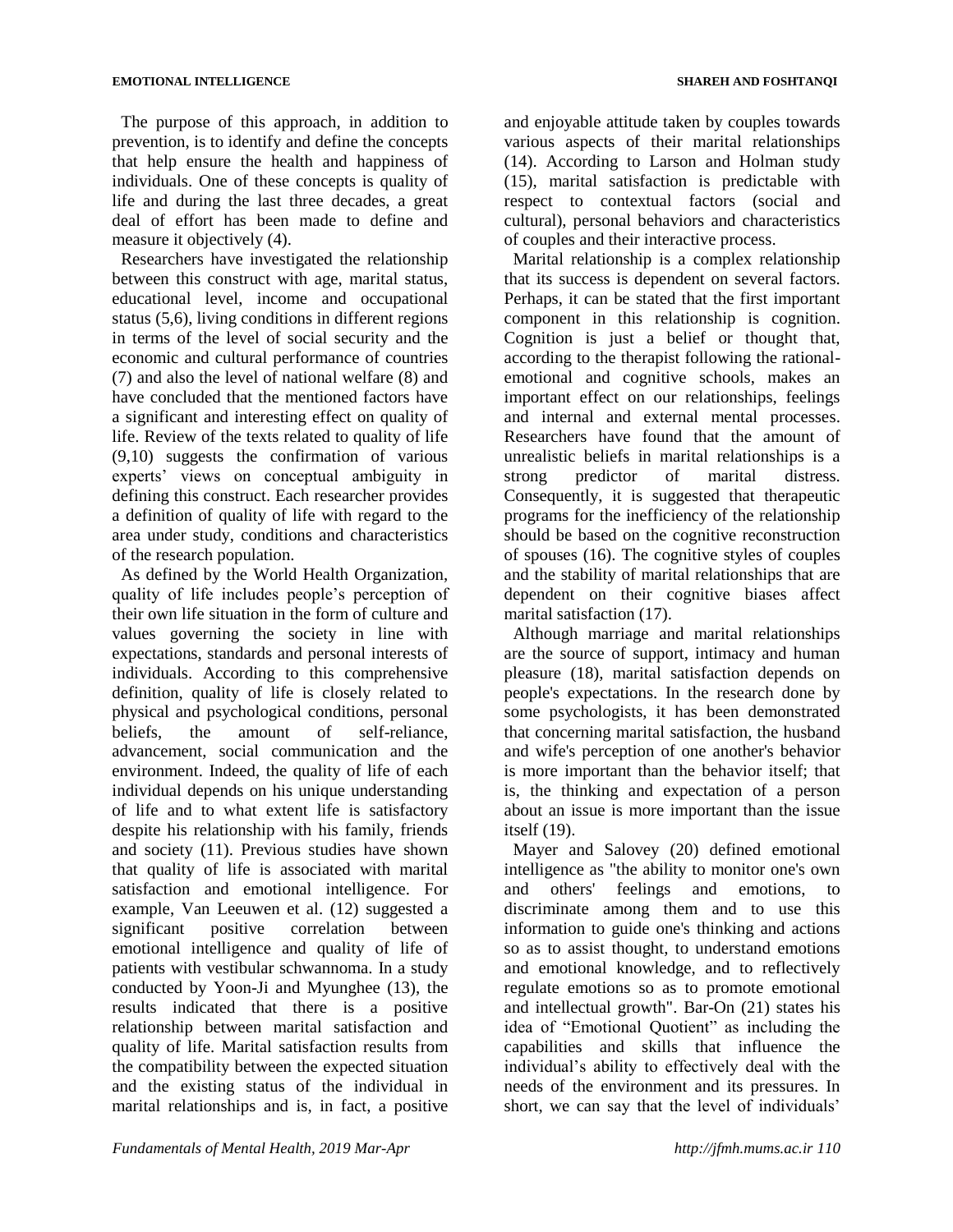The purpose of this approach, in addition to prevention, is to identify and define the concepts that help ensure the health and happiness of individuals. One of these concepts is quality of life and during the last three decades, a great deal of effort has been made to define and measure it objectively (4).

Researchers have investigated the relationship between this construct with age, marital status, educational level, income and occupational status (5,6), living conditions in different regions in terms of the level of social security and the economic and cultural performance of countries (7) and also the level of national welfare (8) and have concluded that the mentioned factors have a significant and interesting effect on quality of life. Review of the texts related to quality of life (9,10) suggests the confirmation of various experts' views on conceptual ambiguity in defining this construct. Each researcher provides a definition of quality of life with regard to the area under study, conditions and characteristics of the research population.

As defined by the World Health Organization, quality of life includes people's perception of their own life situation in the form of culture and values governing the society in line with expectations, standards and personal interests of individuals. According to this comprehensive definition, quality of life is closely related to physical and psychological conditions, personal beliefs, the amount of self-reliance, advancement, social communication and the environment. Indeed, the quality of life of each individual depends on his unique understanding of life and to what extent life is satisfactory despite his relationship with his family, friends and society (11). Previous studies have shown that quality of life is associated with marital satisfaction and emotional intelligence. For example, Van Leeuwen et al. (12) suggested a significant positive correlation between emotional intelligence and quality of life of patients with vestibular schwannoma. In a study conducted by Yoon-Ji and Myunghee (13), the results indicated that there is a positive relationship between marital satisfaction and quality of life. Marital satisfaction results from the compatibility between the expected situation and the existing status of the individual in marital relationships and is, in fact, a positive and enjoyable attitude taken by couples towards various aspects of their marital relationships (14). According to Larson and Holman study (15), marital satisfaction is predictable with respect to contextual factors (social and cultural), personal behaviors and characteristics of couples and their interactive process.

Marital relationship is a complex relationship that its success is dependent on several factors. Perhaps, it can be stated that the first important component in this relationship is cognition. Cognition is just a belief or thought that, according to the therapist following the rational-emotional and cognitive schools, makes an important effect on our relationships, feelings and internal and external mental processes. Researchers have found that the amount of unrealistic beliefs in marital relationships is a strong predictor of marital distress. Consequently, it is suggested that therapeutic programs for the inefficiency of the relationship should be based on the cognitive reconstruction of spouses (16). The cognitive styles of couples and the stability of marital relationships that are dependent on their cognitive biases affect marital satisfaction (17).

Although marriage and marital relationships are the source of support, intimacy and human pleasure (18), marital satisfaction depends on people's expectations. In the research done by some psychologists, it has been demonstrated that concerning marital satisfaction, the husband and wife's perception of one another's behavior is more important than the behavior itself; that is, the thinking and expectation of a person about an issue is more important than the issue itself (19).

Mayer and Salovey (20) defined emotional intelligence as "the ability to monitor one's own and others' feelings and emotions, to discriminate among them and to use this information to guide one's thinking and actions so as to assist thought, to understand emotions and emotional knowledge, and to reflectively regulate emotions so as to promote emotional and intellectual growth". Bar-On (21) states his idea of "Emotional Quotient" as including the capabilities and skills that influence the individual's ability to effectively deal with the needs of the environment and its pressures. In short, we can say that the level of individuals'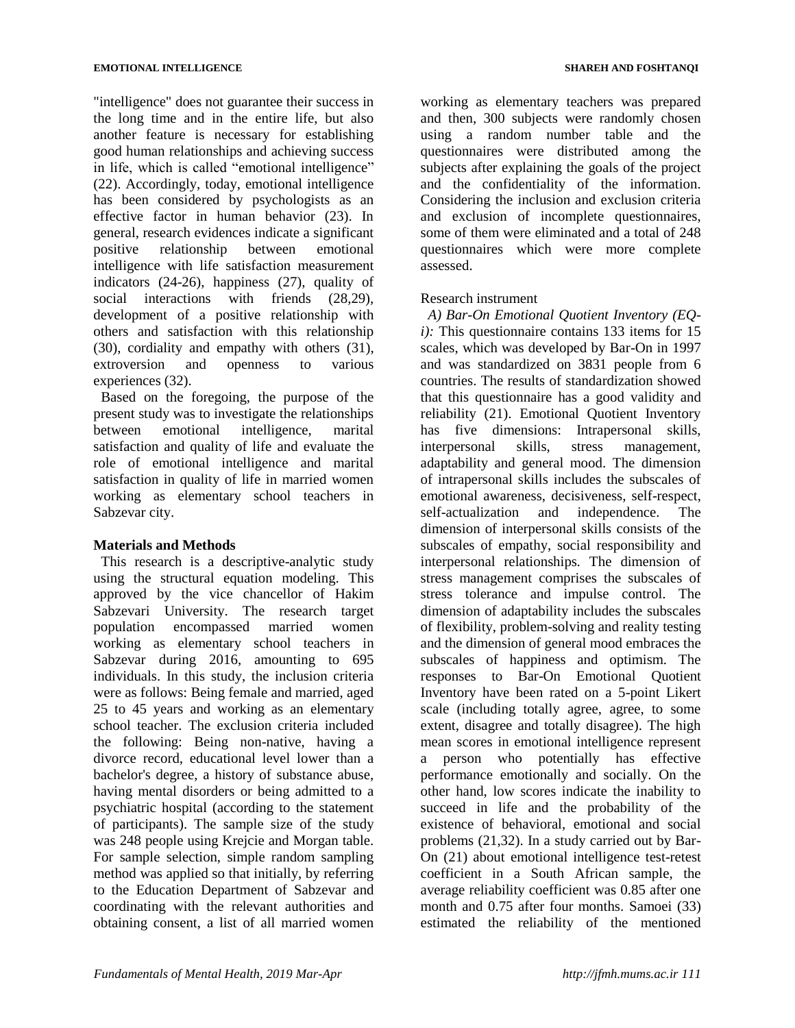"intelligence" does not guarantee their success in the long time and in the entire life, but also another feature is necessary for establishing good human relationships and achieving success in life, which is called "emotional intelligence" (22). Accordingly, today, emotional intelligence has been considered by psychologists as an effective factor in human behavior (23). In general, research evidences indicate a significant positive relationship between emotional intelligence with life satisfaction measurement indicators (24-26), happiness (27), quality of social interactions with friends (28,29), development of a positive relationship with others and satisfaction with this relationship (30), cordiality and empathy with others (31), extroversion and openness to various experiences (32).

Based on the foregoing, the purpose of the present study was to investigate the relationships between emotional intelligence, marital satisfaction and quality of life and evaluate the role of emotional intelligence and marital satisfaction in quality of life in married women working as elementary school teachers in Sabzevar city.

## Materials and Methods

This research is a descriptive-analytic study using the structural equation modeling. This approved by the vice chancellor of Hakim Sabzevari University. The research target population encompassed married women working as elementary school teachers in Sabzevar during 2016, amounting to 695 individuals. In this study, the inclusion criteria were as follows: Being female and married, aged 25 to 45 years and working as an elementary school teacher. The exclusion criteria included the following: Being non-native, having a divorce record, educational level lower than a bachelor's degree, a history of substance abuse, having mental disorders or being admitted to a psychiatric hospital (according to the statement of participants). The sample size of the study was 248 people using Krejcie and Morgan table. For sample selection, simple random sampling method was applied so that initially, by referring to the Education Department of Sabzevar and coordinating with the relevant authorities and obtaining consent, a list of all married women working as elementary teachers was prepared and then, 300 subjects were randomly chosen using a random number table and the questionnaires were distributed among the subjects after explaining the goals of the project and the confidentiality of the information. Considering the inclusion and exclusion criteria and exclusion of incomplete questionnaires, some of them were eliminated and a total of 248 questionnaires which were more complete assessed.

Research instrument

*A) Bar-On Emotional Quotient Inventory (EQ-i):* This questionnaire contains 133 items for 15 scales, which was developed by Bar-On in 1997 and was standardized on 3831 people from 6 countries. The results of standardization showed that this questionnaire has a good validity and reliability (21). Emotional Quotient Inventory has five dimensions: Intrapersonal skills, interpersonal skills, stress management, adaptability and general mood. The dimension of intrapersonal skills includes the subscales of emotional awareness, decisiveness, self-respect, self-actualization and independence. The dimension of interpersonal skills consists of the subscales of empathy, social responsibility and interpersonal relationships. The dimension of stress management comprises the subscales of stress tolerance and impulse control. The dimension of adaptability includes the subscales of flexibility, problem-solving and reality testing and the dimension of general mood embraces the subscales of happiness and optimism. The responses to Bar-On Emotional Quotient Inventory have been rated on a 5-point Likert scale (including totally agree, agree, to some extent, disagree and totally disagree). The high mean scores in emotional intelligence represent a person who potentially has effective performance emotionally and socially. On the other hand, low scores indicate the inability to succeed in life and the probability of the existence of behavioral, emotional and social problems (21,32). In a study carried out by Bar-On (21) about emotional intelligence test-retest coefficient in a South African sample, the average reliability coefficient was 0.85 after one month and 0.75 after four months. Samoei (33) estimated the reliability of the mentioned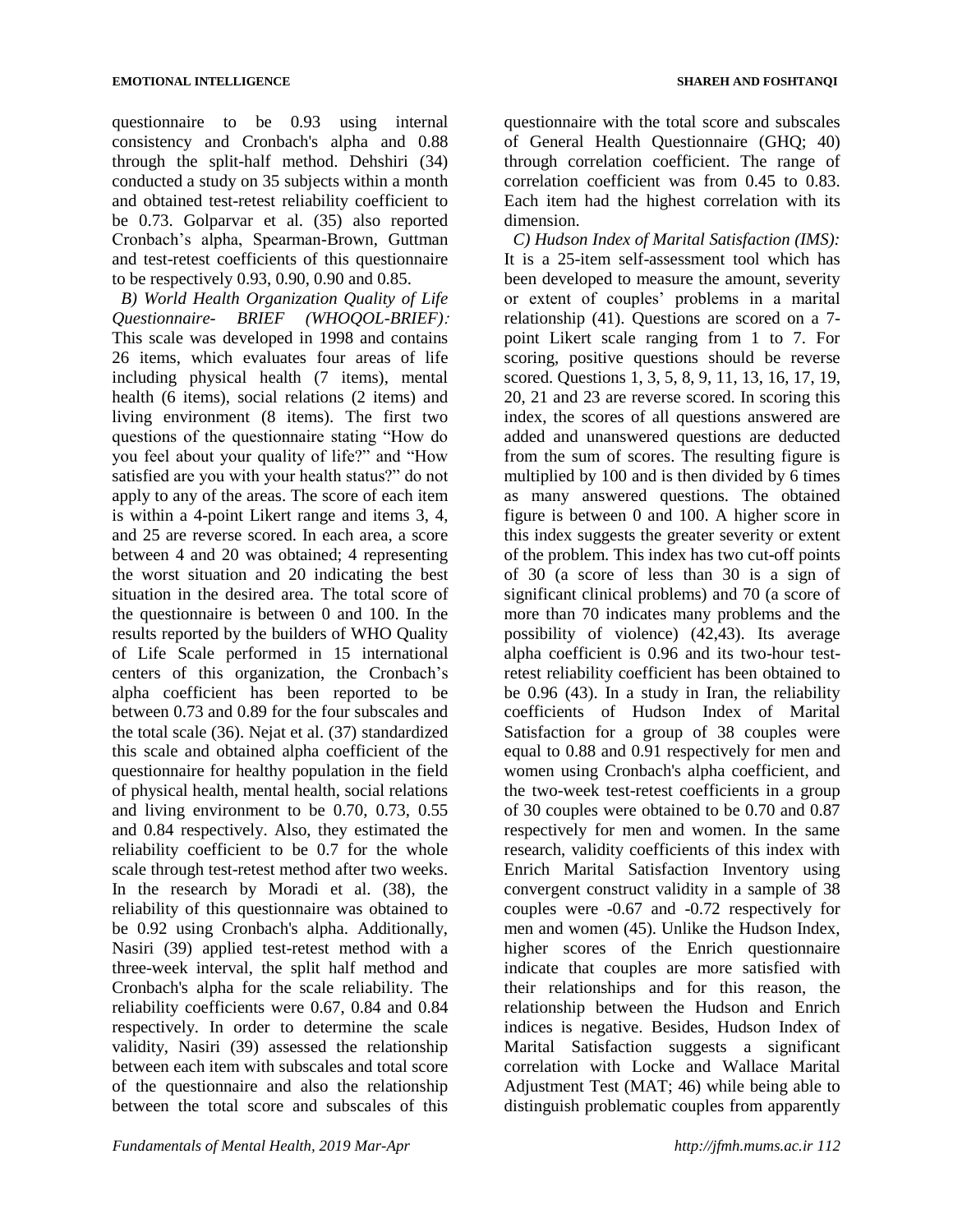questionnaire to be 0.93 using internal consistency and Cronbach's alpha and 0.88 through the split-half method. Dehshiri (34) conducted a study on 35 subjects within a month and obtained test-retest reliability coefficient to be 0.73. Golparvar et al. (35) also reported Cronbach's alpha, Spearman-Brown, Guttman and test-retest coefficients of this questionnaire to be respectively 0.93, 0.90, 0.90 and 0.85.

*B) World Health Organization Quality of Life Questionnaire- BRIEF (WHOQOL-BRIEF):* This scale was developed in 1998 and contains 26 items, which evaluates four areas of life including physical health (7 items), mental health (6 items), social relations (2 items) and living environment (8 items). The first two questions of the questionnaire stating "How do you feel about your quality of life?" and "How satisfied are you with your health status?" do not apply to any of the areas. The score of each item is within a 4-point Likert range and items 3, 4, and 25 are reverse scored. In each area, a score between 4 and 20 was obtained; 4 representing the worst situation and 20 indicating the best situation in the desired area. The total score of the questionnaire is between 0 and 100. In the results reported by the builders of WHO Quality of Life Scale performed in 15 international centers of this organization, the Cronbach's alpha coefficient has been reported to be between 0.73 and 0.89 for the four subscales and the total scale (36). Nejat et al. (37) standardized this scale and obtained alpha coefficient of the questionnaire for healthy population in the field of physical health, mental health, social relations and living environment to be 0.70, 0.73, 0.55 and 0.84 respectively. Also, they estimated the reliability coefficient to be 0.7 for the whole scale through test-retest method after two weeks. In the research by Moradi et al. (38), the reliability of this questionnaire was obtained to be 0.92 using Cronbach's alpha. Additionally, Nasiri (39) applied test-retest method with a three-week interval, the split half method and Cronbach's alpha for the scale reliability. The reliability coefficients were 0.67, 0.84 and 0.84 respectively. In order to determine the scale validity, Nasiri (39) assessed the relationship between each item with subscales and total score of the questionnaire and also the relationship between the total score and subscales of this questionnaire with the total score and subscales of General Health Questionnaire (GHQ; 40) through correlation coefficient. The range of correlation coefficient was from 0.45 to 0.83. Each item had the highest correlation with its dimension.

*C) Hudson Index of Marital Satisfaction (IMS):* It is a 25-item self-assessment tool which has been developed to measure the amount, severity or extent of couples' problems in a marital relationship (41). Questions are scored on a 7-point Likert scale ranging from 1 to 7. For scoring, positive questions should be reverse scored. Questions 1, 3, 5, 8, 9, 11, 13, 16, 17, 19, 20, 21 and 23 are reverse scored. In scoring this index, the scores of all questions answered are added and unanswered questions are deducted from the sum of scores. The resulting figure is multiplied by 100 and is then divided by 6 times as many answered questions. The obtained figure is between 0 and 100. A higher score in this index suggests the greater severity or extent of the problem. This index has two cut-off points of 30 (a score of less than 30 is a sign of significant clinical problems) and 70 (a score of more than 70 indicates many problems and the possibility of violence) (42,43). Its average alpha coefficient is 0.96 and its two-hour test-retest reliability coefficient has been obtained to be 0.96 (43). In a study in Iran, the reliability coefficients of Hudson Index of Marital Satisfaction for a group of 38 couples were equal to 0.88 and 0.91 respectively for men and women using Cronbach's alpha coefficient, and the two-week test-retest coefficients in a group of 30 couples were obtained to be 0.70 and 0.87 respectively for men and women. In the same research, validity coefficients of this index with Enrich Marital Satisfaction Inventory using convergent construct validity in a sample of 38 couples were -0.67 and -0.72 respectively for men and women (45). Unlike the Hudson Index, higher scores of the Enrich questionnaire indicate that couples are more satisfied with their relationships and for this reason, the relationship between the Hudson and Enrich indices is negative. Besides, Hudson Index of Marital Satisfaction suggests a significant correlation with Locke and Wallace Marital Adjustment Test (MAT; 46) while being able to distinguish problematic couples from apparently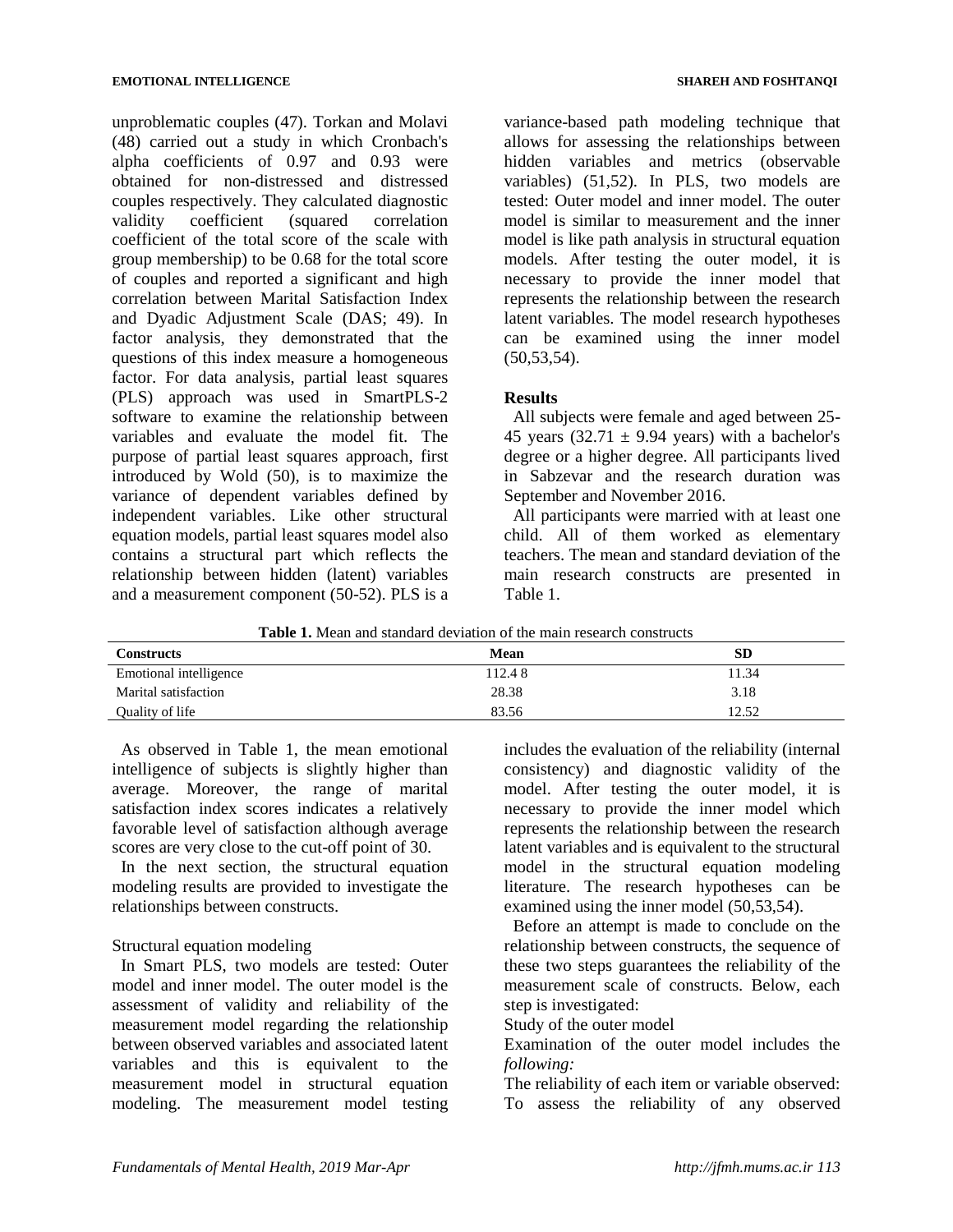unproblematic couples (47). Torkan and Molavi (48) carried out a study in which Cronbach's alpha coefficients of 0.97 and 0.93 were obtained for non-distressed and distressed couples respectively. They calculated diagnostic validity coefficient (squared correlation coefficient of the total score of the scale with group membership) to be 0.68 for the total score of couples and reported a significant and high correlation between Marital Satisfaction Index and Dyadic Adjustment Scale (DAS; 49). In factor analysis, they demonstrated that the questions of this index measure a homogeneous factor. For data analysis, partial least squares (PLS) approach was used in SmartPLS-2 software to examine the relationship between variables and evaluate the model fit. The purpose of partial least squares approach, first introduced by Wold (50), is to maximize the variance of dependent variables defined by independent variables. Like other structural equation models, partial least squares model also contains a structural part which reflects the relationship between hidden (latent) variables and a measurement component (50-52). PLS is a variance-based path modeling technique that allows for assessing the relationships between hidden variables and metrics (observable variables) (51,52). In PLS, two models are tested: Outer model and inner model. The outer model is similar to measurement and the inner model is like path analysis in structural equation models. After testing the outer model, it is necessary to provide the inner model that represents the relationship between the research latent variables. The model research hypotheses can be examined using the inner model (50,53,54).

## Results

All subjects were female and aged between 25-45 years (32.71 ± 9.94 years) with a bachelor's degree or a higher degree. All participants lived in Sabzevar and the research duration was September and November 2016.

All participants were married with at least one child. All of them worked as elementary teachers. The mean and standard deviation of the main research constructs are presented in Table 1.

**Table 1.** Mean and standard deviation of the main research constructs

| Constructs | Mean | SD |
|---|---|---|
| Emotional intelligence | 112.4 8 | 11.34 |
| Marital satisfaction | 28.38 | 3.18 |
| Quality of life | 83.56 | 12.52 |

As observed in Table 1, the mean emotional intelligence of subjects is slightly higher than average. Moreover, the range of marital satisfaction index scores indicates a relatively favorable level of satisfaction although average scores are very close to the cut-off point of 30.

In the next section, the structural equation modeling results are provided to investigate the relationships between constructs.

Structural equation modeling

In Smart PLS, two models are tested: Outer model and inner model. The outer model is the assessment of validity and reliability of the measurement model regarding the relationship between observed variables and associated latent variables and this is equivalent to the measurement model in structural equation modeling. The measurement model testing includes the evaluation of the reliability (internal consistency) and diagnostic validity of the model. After testing the outer model, it is necessary to provide the inner model which represents the relationship between the research latent variables and is equivalent to the structural model in the structural equation modeling literature. The research hypotheses can be examined using the inner model (50,53,54).

Before an attempt is made to conclude on the relationship between constructs, the sequence of these two steps guarantees the reliability of the measurement scale of constructs. Below, each step is investigated:

Study of the outer model

Examination of the outer model includes the *following:*

The reliability of each item or variable observed: To assess the reliability of any observed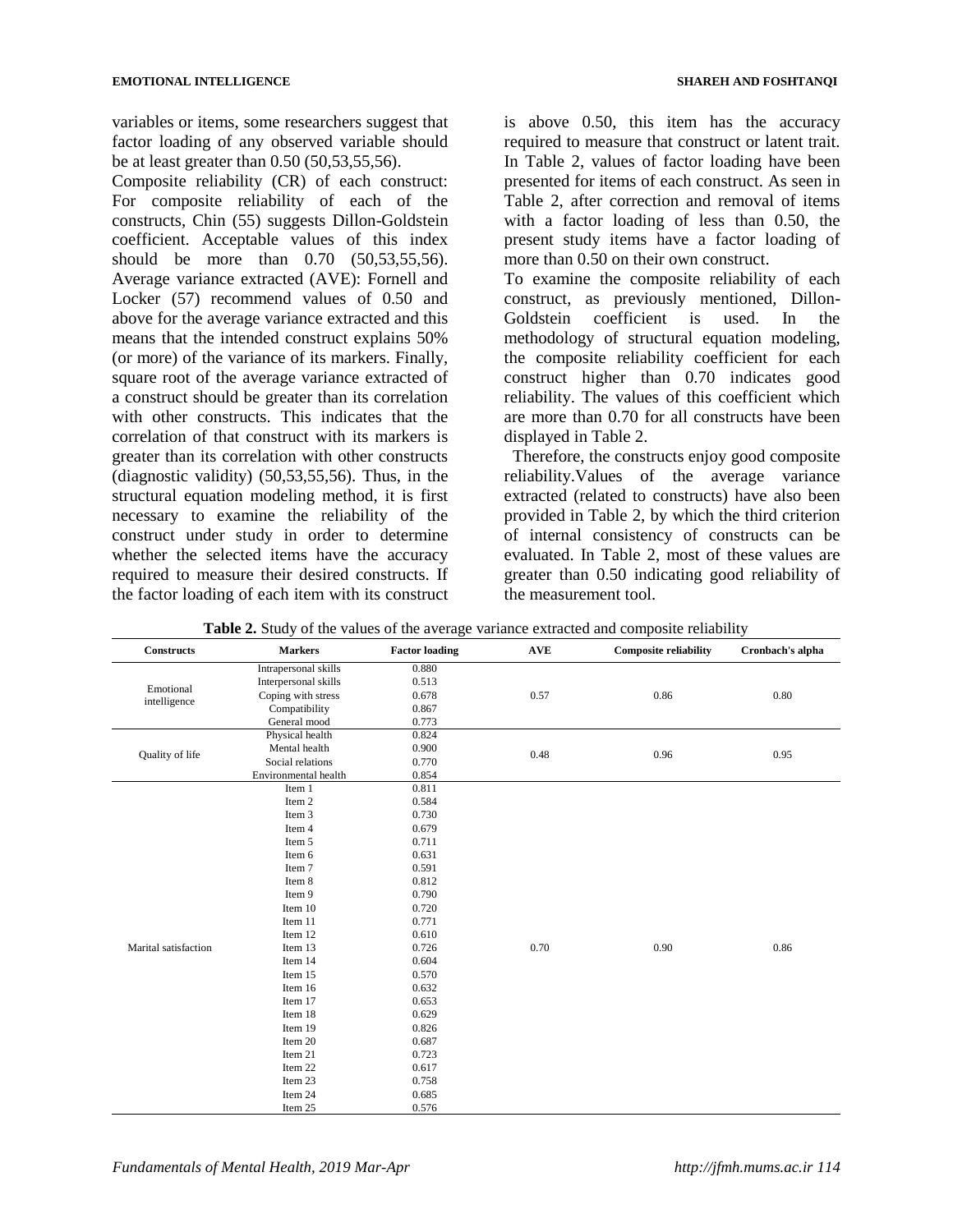variables or items, some researchers suggest that factor loading of any observed variable should be at least greater than 0.50 (50,53,55,56).

Composite reliability (CR) of each construct: For composite reliability of each of the constructs, Chin (55) suggests Dillon-Goldstein coefficient. Acceptable values of this index should be more than 0.70 (50,53,55,56). Average variance extracted (AVE): Fornell and Locker (57) recommend values of 0.50 and above for the average variance extracted and this means that the intended construct explains 50% (or more) of the variance of its markers. Finally, square root of the average variance extracted of a construct should be greater than its correlation with other constructs. This indicates that the correlation of that construct with its markers is greater than its correlation with other constructs (diagnostic validity) (50,53,55,56). Thus, in the structural equation modeling method, it is first necessary to examine the reliability of the construct under study in order to determine whether the selected items have the accuracy required to measure their desired constructs. If the factor loading of each item with its construct is above 0.50, this item has the accuracy required to measure that construct or latent trait. In Table 2, values of factor loading have been presented for items of each construct. As seen in Table 2, after correction and removal of items with a factor loading of less than 0.50, the present study items have a factor loading of more than 0.50 on their own construct.

To examine the composite reliability of each construct, as previously mentioned, Dillon-Goldstein coefficient is used. In the methodology of structural equation modeling, the composite reliability coefficient for each construct higher than 0.70 indicates good reliability. The values of this coefficient which are more than 0.70 for all constructs have been displayed in Table 2.

Therefore, the constructs enjoy good composite reliability.Values of the average variance extracted (related to constructs) have also been provided in Table 2, by which the third criterion of internal consistency of constructs can be evaluated. In Table 2, most of these values are greater than 0.50 indicating good reliability of the measurement tool.

**Table 2.** Study of the values of the average variance extracted and composite reliability

| Constructs | Markers | Factor loading | AVE | Composite reliability | Cronbach's alpha |
|---|---|---|---|---|---|
| Emotional intelligence | Intrapersonal skills | 0.880 | 0.57 | 0.86 | 0.80 |
| | Interpersonal skills | 0.513 | | | |
| | Coping with stress | 0.678 | | | |
| | Compatibility | 0.867 | | | |
| | General mood | 0.773 | | | |
| Quality of life | Physical health | 0.824 | 0.48 | 0.96 | 0.95 |
| | Mental health | 0.900 | | | |
| | Social relations | 0.770 | | | |
| | Environmental health | 0.854 | | | |
| Marital satisfaction | Item 1 | 0.811 | 0.70 | 0.90 | 0.86 |
| | Item 2 | 0.584 | | | |
| | Item 3 | 0.730 | | | |
| | Item 4 | 0.679 | | | |
| | Item 5 | 0.711 | | | |
| | Item 6 | 0.631 | | | |
| | Item 7 | 0.591 | | | |
| | Item 8 | 0.812 | | | |
| | Item 9 | 0.790 | | | |
| | Item 10 | 0.720 | | | |
| | Item 11 | 0.771 | | | |
| | Item 12 | 0.610 | | | |
| | Item 13 | 0.726 | | | |
| | Item 14 | 0.604 | | | |
| | Item 15 | 0.570 | | | |
| | Item 16 | 0.632 | | | |
| | Item 17 | 0.653 | | | |
| | Item 18 | 0.629 | | | |
| | Item 19 | 0.826 | | | |
| | Item 20 | 0.687 | | | |
| | Item 21 | 0.723 | | | |
| | Item 22 | 0.617 | | | |
| | Item 23 | 0.758 | | | |
| | Item 24 | 0.685 | | | |
| | Item 25 | 0.576 | | | |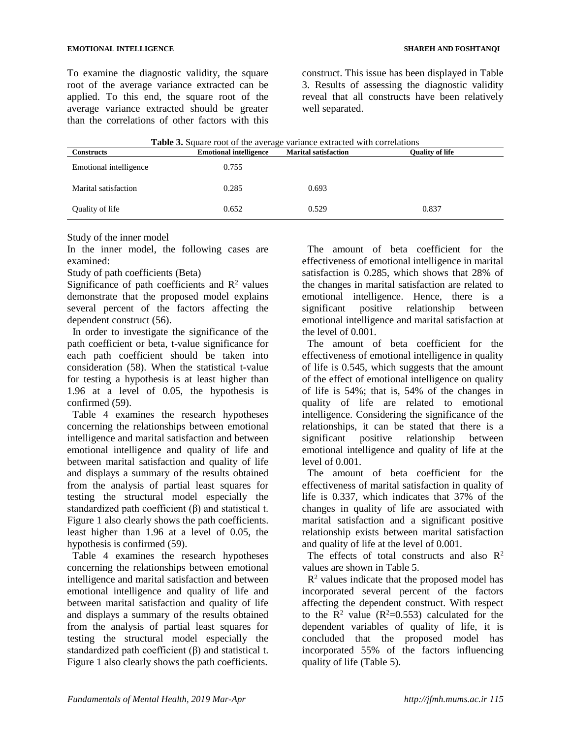To examine the diagnostic validity, the square root of the average variance extracted can be applied. To this end, the square root of the average variance extracted should be greater than the correlations of other factors with this construct. This issue has been displayed in Table 3. Results of assessing the diagnostic validity reveal that all constructs have been relatively well separated.

**Table 3.** Square root of the average variance extracted with correlations

| Constructs | Emotional intelligence | Marital satisfaction | Quality of life |
|---|---|---|---|
| Emotional intelligence | 0.755 | | |
| Marital satisfaction | 0.285 | 0.693 | |
| Quality of life | 0.652 | 0.529 | 0.837 |

Study of the inner model

In the inner model, the following cases are examined:

Study of path coefficients (Beta)

Significance of path coefficients and $R^2$ values demonstrate that the proposed model explains several percent of the factors affecting the dependent construct (56).

In order to investigate the significance of the path coefficient or beta, t-value significance for each path coefficient should be taken into consideration (58). When the statistical t-value for testing a hypothesis is at least higher than 1.96 at a level of 0.05, the hypothesis is confirmed (59).

Table 4 examines the research hypotheses concerning the relationships between emotional intelligence and marital satisfaction and between emotional intelligence and quality of life and between marital satisfaction and quality of life and displays a summary of the results obtained from the analysis of partial least squares for testing the structural model especially the standardized path coefficient (β) and statistical t. Figure 1 also clearly shows the path coefficients. least higher than 1.96 at a level of 0.05, the hypothesis is confirmed (59).

Table 4 examines the research hypotheses concerning the relationships between emotional intelligence and marital satisfaction and between emotional intelligence and quality of life and between marital satisfaction and quality of life and displays a summary of the results obtained from the analysis of partial least squares for testing the structural model especially the standardized path coefficient (β) and statistical t. Figure 1 also clearly shows the path coefficients.

The amount of beta coefficient for the effectiveness of emotional intelligence in marital satisfaction is 0.285, which shows that 28% of the changes in marital satisfaction are related to emotional intelligence. Hence, there is a significant positive relationship between emotional intelligence and marital satisfaction at the level of 0.001.

The amount of beta coefficient for the effectiveness of emotional intelligence in quality of life is 0.545, which suggests that the amount of the effect of emotional intelligence on quality of life is 54%; that is, 54% of the changes in quality of life are related to emotional intelligence. Considering the significance of the relationships, it can be stated that there is a significant positive relationship between emotional intelligence and quality of life at the level of 0.001.

The amount of beta coefficient for the effectiveness of marital satisfaction in quality of life is 0.337, which indicates that 37% of the changes in quality of life are associated with marital satisfaction and a significant positive relationship exists between marital satisfaction and quality of life at the level of 0.001.

The effects of total constructs and also $R^2$ values are shown in Table 5.

$R^2$ values indicate that the proposed model has incorporated several percent of the factors affecting the dependent construct. With respect to the $R^2$ value ($R^2$=0.553) calculated for the dependent variables of quality of life, it is concluded that the proposed model has incorporated 55% of the factors influencing quality of life (Table 5).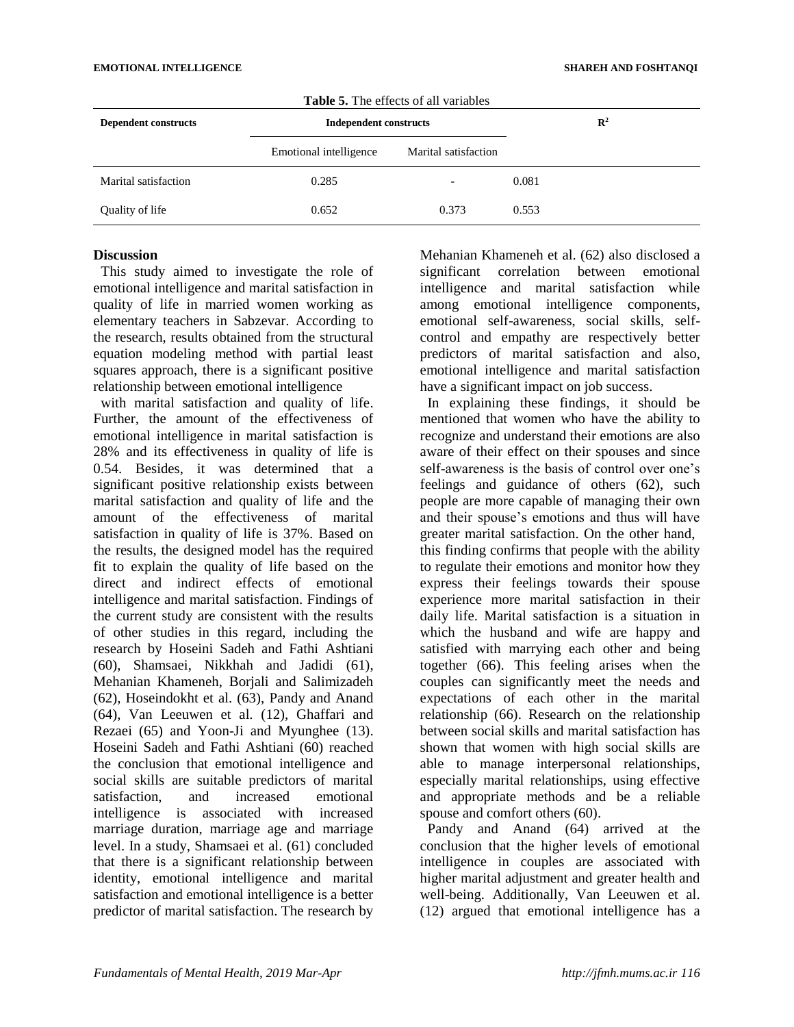**Table 5.** The effects of all variables

| Dependent constructs | Independent constructs | | $R^2$ |
|---|---|---|---|
| | Emotional intelligence | Marital satisfaction | |
| Marital satisfaction | 0.285 | - | 0.081 |
| Quality of life | 0.652 | 0.373 | 0.553 |

## Discussion

This study aimed to investigate the role of emotional intelligence and marital satisfaction in quality of life in married women working as elementary teachers in Sabzevar. According to the research, results obtained from the structural equation modeling method with partial least squares approach, there is a significant positive relationship between emotional intelligence with marital satisfaction and quality of life. Further, the amount of the effectiveness of emotional intelligence in marital satisfaction is 28% and its effectiveness in quality of life is 0.54. Besides, it was determined that a significant positive relationship exists between marital satisfaction and quality of life and the amount of the effectiveness of marital satisfaction in quality of life is 37%. Based on the results, the designed model has the required fit to explain the quality of life based on the direct and indirect effects of emotional intelligence and marital satisfaction. Findings of the current study are consistent with the results of other studies in this regard, including the research by Hoseini Sadeh and Fathi Ashtiani (60), Shamsaei, Nikkhah and Jadidi (61), Mehanian Khameneh, Borjali and Salimizadeh (62), Hoseindokht et al. (63), Pandy and Anand (64), Van Leeuwen et al. (12), Ghaffari and Rezaei (65) and Yoon-Ji and Myunghee (13). Hoseini Sadeh and Fathi Ashtiani (60) reached the conclusion that emotional intelligence and social skills are suitable predictors of marital satisfaction, and increased emotional intelligence is associated with increased marriage duration, marriage age and marriage level. In a study, Shamsaei et al. (61) concluded that there is a significant relationship between identity, emotional intelligence and marital satisfaction and emotional intelligence is a better predictor of marital satisfaction. The research by Mehanian Khameneh et al. (62) also disclosed a significant correlation between emotional intelligence and marital satisfaction while among emotional intelligence components, emotional self-awareness, social skills, self-control and empathy are respectively better predictors of marital satisfaction and also, emotional intelligence and marital satisfaction have a significant impact on job success.

In explaining these findings, it should be mentioned that women who have the ability to recognize and understand their emotions are also aware of their effect on their spouses and since self-awareness is the basis of control over one's feelings and guidance of others (62), such people are more capable of managing their own and their spouse's emotions and thus will have greater marital satisfaction. On the other hand, this finding confirms that people with the ability to regulate their emotions and monitor how they express their feelings towards their spouse experience more marital satisfaction in their daily life. Marital satisfaction is a situation in which the husband and wife are happy and satisfied with marrying each other and being together (66). This feeling arises when the couples can significantly meet the needs and expectations of each other in the marital relationship (66). Research on the relationship between social skills and marital satisfaction has shown that women with high social skills are able to manage interpersonal relationships, especially marital relationships, using effective and appropriate methods and be a reliable spouse and comfort others (60).

Pandy and Anand (64) arrived at the conclusion that the higher levels of emotional intelligence in couples are associated with higher marital adjustment and greater health and well-being. Additionally, Van Leeuwen et al. (12) argued that emotional intelligence has a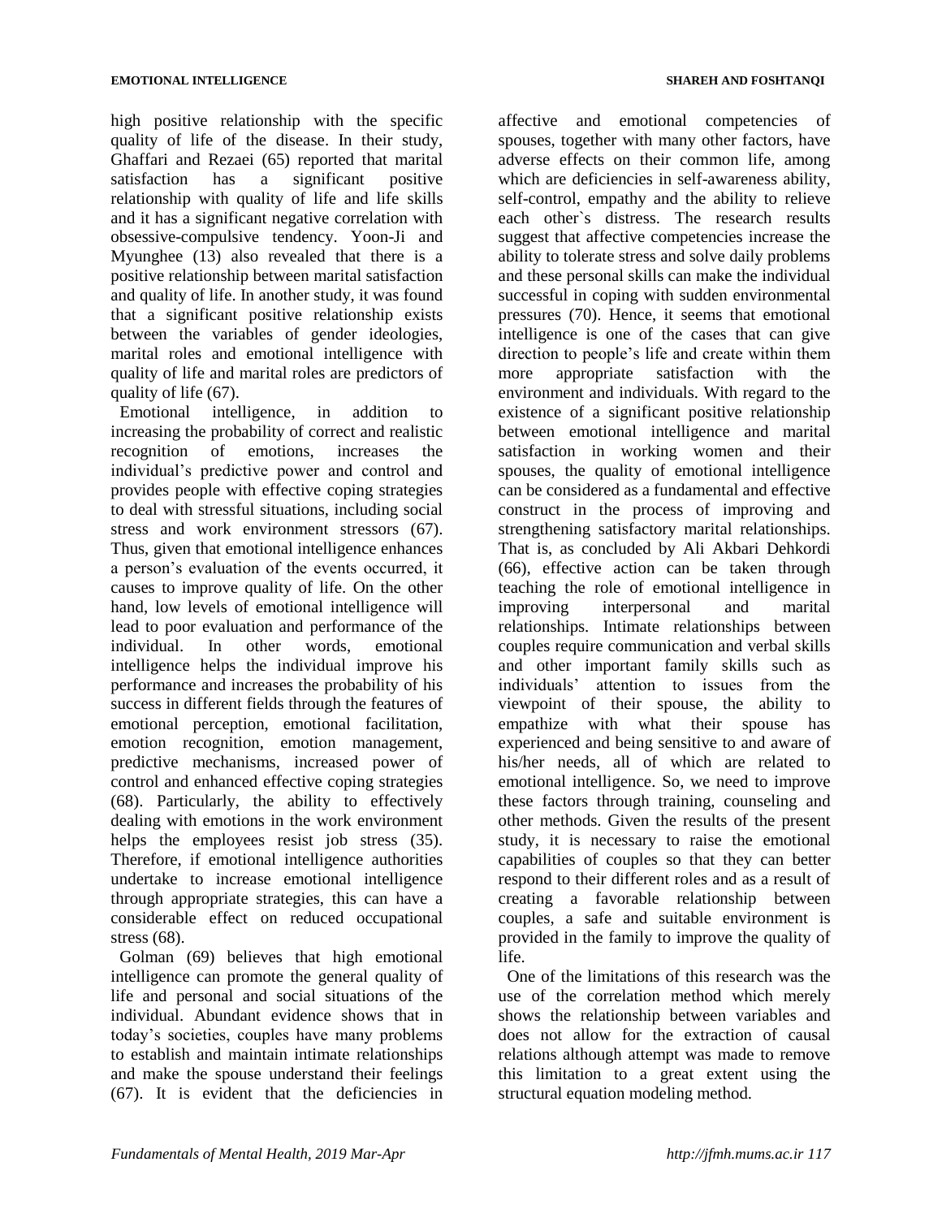high positive relationship with the specific quality of life of the disease. In their study, Ghaffari and Rezaei (65) reported that marital satisfaction has a significant positive relationship with quality of life and life skills and it has a significant negative correlation with obsessive-compulsive tendency. Yoon-Ji and Myunghee (13) also revealed that there is a positive relationship between marital satisfaction and quality of life. In another study, it was found that a significant positive relationship exists between the variables of gender ideologies, marital roles and emotional intelligence with quality of life and marital roles are predictors of quality of life (67).

Emotional intelligence, in addition to increasing the probability of correct and realistic recognition of emotions, increases the individual's predictive power and control and provides people with effective coping strategies to deal with stressful situations, including social stress and work environment stressors (67). Thus, given that emotional intelligence enhances a person's evaluation of the events occurred, it causes to improve quality of life. On the other hand, low levels of emotional intelligence will lead to poor evaluation and performance of the individual. In other words, emotional intelligence helps the individual improve his performance and increases the probability of his success in different fields through the features of emotional perception, emotional facilitation, emotion recognition, emotion management, predictive mechanisms, increased power of control and enhanced effective coping strategies (68). Particularly, the ability to effectively dealing with emotions in the work environment helps the employees resist job stress (35). Therefore, if emotional intelligence authorities undertake to increase emotional intelligence through appropriate strategies, this can have a considerable effect on reduced occupational stress (68).

Golman (69) believes that high emotional intelligence can promote the general quality of life and personal and social situations of the individual. Abundant evidence shows that in today's societies, couples have many problems to establish and maintain intimate relationships and make the spouse understand their feelings (67). It is evident that the deficiencies in affective and emotional competencies of spouses, together with many other factors, have adverse effects on their common life, among which are deficiencies in self-awareness ability, self-control, empathy and the ability to relieve each other`s distress. The research results suggest that affective competencies increase the ability to tolerate stress and solve daily problems and these personal skills can make the individual successful in coping with sudden environmental pressures (70). Hence, it seems that emotional intelligence is one of the cases that can give direction to people's life and create within them more appropriate satisfaction with the environment and individuals. With regard to the existence of a significant positive relationship between emotional intelligence and marital satisfaction in working women and their spouses, the quality of emotional intelligence can be considered as a fundamental and effective construct in the process of improving and strengthening satisfactory marital relationships. That is, as concluded by Ali Akbari Dehkordi (66), effective action can be taken through teaching the role of emotional intelligence in improving interpersonal and marital relationships. Intimate relationships between couples require communication and verbal skills and other important family skills such as individuals' attention to issues from the viewpoint of their spouse, the ability to empathize with what their spouse has experienced and being sensitive to and aware of his/her needs, all of which are related to emotional intelligence. So, we need to improve these factors through training, counseling and other methods. Given the results of the present study, it is necessary to raise the emotional capabilities of couples so that they can better respond to their different roles and as a result of creating a favorable relationship between couples, a safe and suitable environment is provided in the family to improve the quality of life.

One of the limitations of this research was the use of the correlation method which merely shows the relationship between variables and does not allow for the extraction of causal relations although attempt was made to remove this limitation to a great extent using the structural equation modeling method.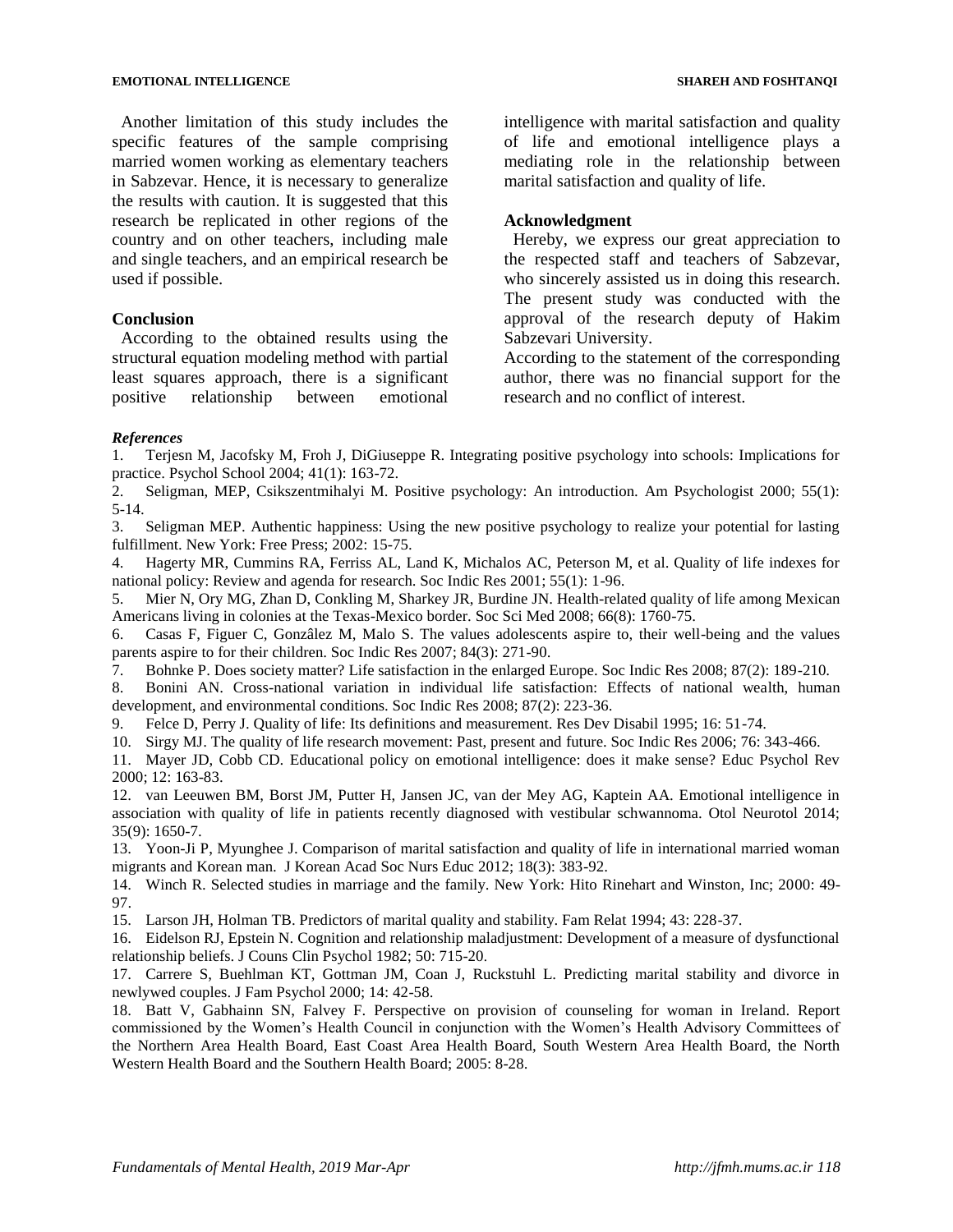Another limitation of this study includes the specific features of the sample comprising married women working as elementary teachers in Sabzevar. Hence, it is necessary to generalize the results with caution. It is suggested that this research be replicated in other regions of the country and on other teachers, including male and single teachers, and an empirical research be used if possible.

## Conclusion

According to the obtained results using the structural equation modeling method with partial least squares approach, there is a significant positive relationship between emotional intelligence with marital satisfaction and quality of life and emotional intelligence plays a mediating role in the relationship between marital satisfaction and quality of life.

## Acknowledgment

Hereby, we express our great appreciation to the respected staff and teachers of Sabzevar, who sincerely assisted us in doing this research. The present study was conducted with the approval of the research deputy of Hakim Sabzevari University.

According to the statement of the corresponding author, there was no financial support for the research and no conflict of interest.

### *References*

1. Terjesn M, Jacofsky M, Froh J, DiGiuseppe R. Integrating positive psychology into schools: Implications for practice. Psychol School 2004; 41(1): 163-72.
2. Seligman, MEP, Csikszentmihalyi M. Positive psychology: An introduction. Am Psychologist 2000; 55(1): 5-14.
3. Seligman MEP. Authentic happiness: Using the new positive psychology to realize your potential for lasting fulfillment. New York: Free Press; 2002: 15-75.
4. Hagerty MR, Cummins RA, Ferriss AL, Land K, Michalos AC, Peterson M, et al. Quality of life indexes for national policy: Review and agenda for research. Soc Indic Res 2001; 55(1): 1-96.
5. Mier N, Ory MG, Zhan D, Conkling M, Sharkey JR, Burdine JN. Health-related quality of life among Mexican Americans living in colonies at the Texas-Mexico border. Soc Sci Med 2008; 66(8): 1760-75.
6. Casas F, Figuer C, Gonzâlez M, Malo S. The values adolescents aspire to, their well-being and the values parents aspire to for their children. Soc Indic Res 2007; 84(3): 271-90.
7. Bohnke P. Does society matter? Life satisfaction in the enlarged Europe. Soc Indic Res 2008; 87(2): 189-210.
8. Bonini AN. Cross-national variation in individual life satisfaction: Effects of national wealth, human development, and environmental conditions. Soc Indic Res 2008; 87(2): 223-36.
9. Felce D, Perry J. Quality of life: Its definitions and measurement. Res Dev Disabil 1995; 16: 51-74.
10. Sirgy MJ. The quality of life research movement: Past, present and future. Soc Indic Res 2006; 76: 343-466.
11. Mayer JD, Cobb CD. Educational policy on emotional intelligence: does it make sense? Educ Psychol Rev 2000; 12: 163-83.
12. van Leeuwen BM, Borst JM, Putter H, Jansen JC, van der Mey AG, Kaptein AA. Emotional intelligence in association with quality of life in patients recently diagnosed with vestibular schwannoma. Otol Neurotol 2014; 35(9): 1650-7.
13. Yoon-Ji P, Myunghee J. Comparison of marital satisfaction and quality of life in international married woman migrants and Korean man. J Korean Acad Soc Nurs Educ 2012; 18(3): 383-92.
14. Winch R. Selected studies in marriage and the family. New York: Hito Rinehart and Winston, Inc; 2000: 49-97.
15. Larson JH, Holman TB. Predictors of marital quality and stability. Fam Relat 1994; 43: 228-37.
16. Eidelson RJ, Epstein N. Cognition and relationship maladjustment: Development of a measure of dysfunctional relationship beliefs. J Couns Clin Psychol 1982; 50: 715-20.
17. Carrere S, Buehlman KT, Gottman JM, Coan J, Ruckstuhl L. Predicting marital stability and divorce in newlywed couples. J Fam Psychol 2000; 14: 42-58.
18. Batt V, Gabhainn SN, Falvey F. Perspective on provision of counseling for woman in Ireland. Report commissioned by the Women's Health Council in conjunction with the Women's Health Advisory Committees of the Northern Area Health Board, East Coast Area Health Board, South Western Area Health Board, the North Western Health Board and the Southern Health Board; 2005: 8-28.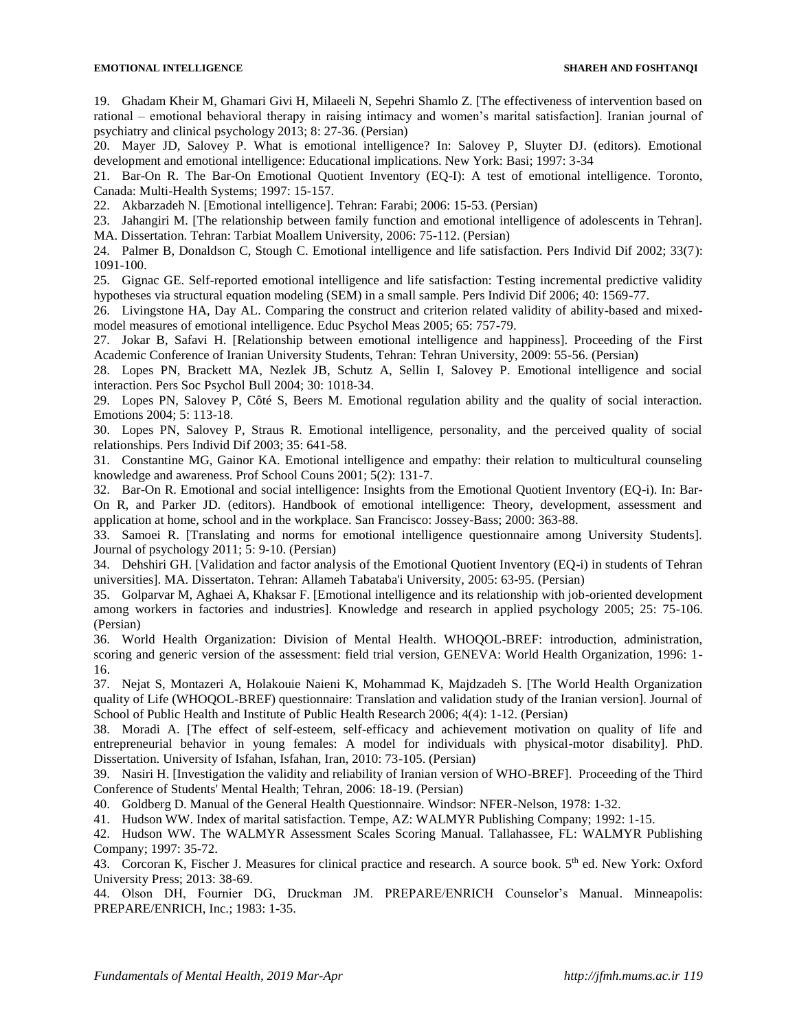19. Ghadam Kheir M, Ghamari Givi H, Milaeeli N, Sepehri Shamlo Z. [The effectiveness of intervention based on rational – emotional behavioral therapy in raising intimacy and women's marital satisfaction]. Iranian journal of psychiatry and clinical psychology 2013; 8: 27-36. (Persian)

20. Mayer JD, Salovey P. What is emotional intelligence? In: Salovey P, Sluyter DJ. (editors). Emotional development and emotional intelligence: Educational implications. New York: Basi; 1997: 3-34

21. Bar-On R. The Bar-On Emotional Quotient Inventory (EQ-I): A test of emotional intelligence. Toronto, Canada: Multi-Health Systems; 1997: 15-157.

22. Akbarzadeh N. [Emotional intelligence]. Tehran: Farabi; 2006: 15-53. (Persian)

23. Jahangiri M. [The relationship between family function and emotional intelligence of adolescents in Tehran]. MA. Dissertation. Tehran: Tarbiat Moallem University, 2006: 75-112. (Persian)

24. Palmer B, Donaldson C, Stough C. Emotional intelligence and life satisfaction. Pers Individ Dif 2002; 33(7): 1091-100.

25. Gignac GE. Self-reported emotional intelligence and life satisfaction: Testing incremental predictive validity hypotheses via structural equation modeling (SEM) in a small sample. Pers Individ Dif 2006; 40: 1569-77.

26. Livingstone HA, Day AL. Comparing the construct and criterion related validity of ability-based and mixed-model measures of emotional intelligence. Educ Psychol Meas 2005; 65: 757-79.

27. Jokar B, Safavi H. [Relationship between emotional intelligence and happiness]. Proceeding of the First Academic Conference of Iranian University Students, Tehran: Tehran University, 2009: 55-56. (Persian)

28. Lopes PN, Brackett MA, Nezlek JB, Schutz A, Sellin I, Salovey P. Emotional intelligence and social interaction. Pers Soc Psychol Bull 2004; 30: 1018-34.

29. Lopes PN, Salovey P, Côté S, Beers M. Emotional regulation ability and the quality of social interaction. Emotions 2004; 5: 113-18.

30. Lopes PN, Salovey P, Straus R. Emotional intelligence, personality, and the perceived quality of social relationships. Pers Individ Dif 2003; 35: 641-58.

31. Constantine MG, Gainor KA. Emotional intelligence and empathy: their relation to multicultural counseling knowledge and awareness. Prof School Couns 2001; 5(2): 131-7.

32. Bar-On R. Emotional and social intelligence: Insights from the Emotional Quotient Inventory (EQ-i). In: Bar-On R, and Parker JD. (editors). Handbook of emotional intelligence: Theory, development, assessment and application at home, school and in the workplace. San Francisco: Jossey-Bass; 2000: 363-88.

33. Samoei R. [Translating and norms for emotional intelligence questionnaire among University Students]. Journal of psychology 2011; 5: 9-10. (Persian)

34. Dehshiri GH. [Validation and factor analysis of the Emotional Quotient Inventory (EQ-i) in students of Tehran universities]. MA. Dissertaton. Tehran: Allameh Tabataba'i University, 2005: 63-95. (Persian)

35. Golparvar M, Aghaei A, Khaksar F. [Emotional intelligence and its relationship with job-oriented development among workers in factories and industries]. Knowledge and research in applied psychology 2005; 25: 75-106. (Persian)

36. World Health Organization: Division of Mental Health. WHOQOL-BREF: introduction, administration, scoring and generic version of the assessment: field trial version, GENEVA: World Health Organization, 1996: 1-16.

37. Nejat S, Montazeri A, Holakouie Naieni K, Mohammad K, Majdzadeh S. [The World Health Organization quality of Life (WHOQOL-BREF) questionnaire: Translation and validation study of the Iranian version]. Journal of School of Public Health and Institute of Public Health Research 2006; 4(4): 1-12. (Persian)

38. Moradi A. [The effect of self-esteem, self-efficacy and achievement motivation on quality of life and entrepreneurial behavior in young females: A model for individuals with physical-motor disability]. PhD. Dissertation. University of Isfahan, Isfahan, Iran, 2010: 73-105. (Persian)

39. Nasiri H. [Investigation the validity and reliability of Iranian version of WHO-BREF]. Proceeding of the Third Conference of Students' Mental Health; Tehran, 2006: 18-19. (Persian)

40. Goldberg D. Manual of the General Health Questionnaire. Windsor: NFER-Nelson, 1978: 1-32.

41. Hudson WW. Index of marital satisfaction. Tempe, AZ: WALMYR Publishing Company; 1992: 1-15.

42. Hudson WW. The WALMYR Assessment Scales Scoring Manual. Tallahassee, FL: WALMYR Publishing Company; 1997: 35-72.

43. Corcoran K, Fischer J. Measures for clinical practice and research. A source book. 5th ed. New York: Oxford University Press; 2013: 38-69.

44. Olson DH, Fournier DG, Druckman JM. PREPARE/ENRICH Counselor's Manual. Minneapolis: PREPARE/ENRICH, Inc.; 1983: 1-35.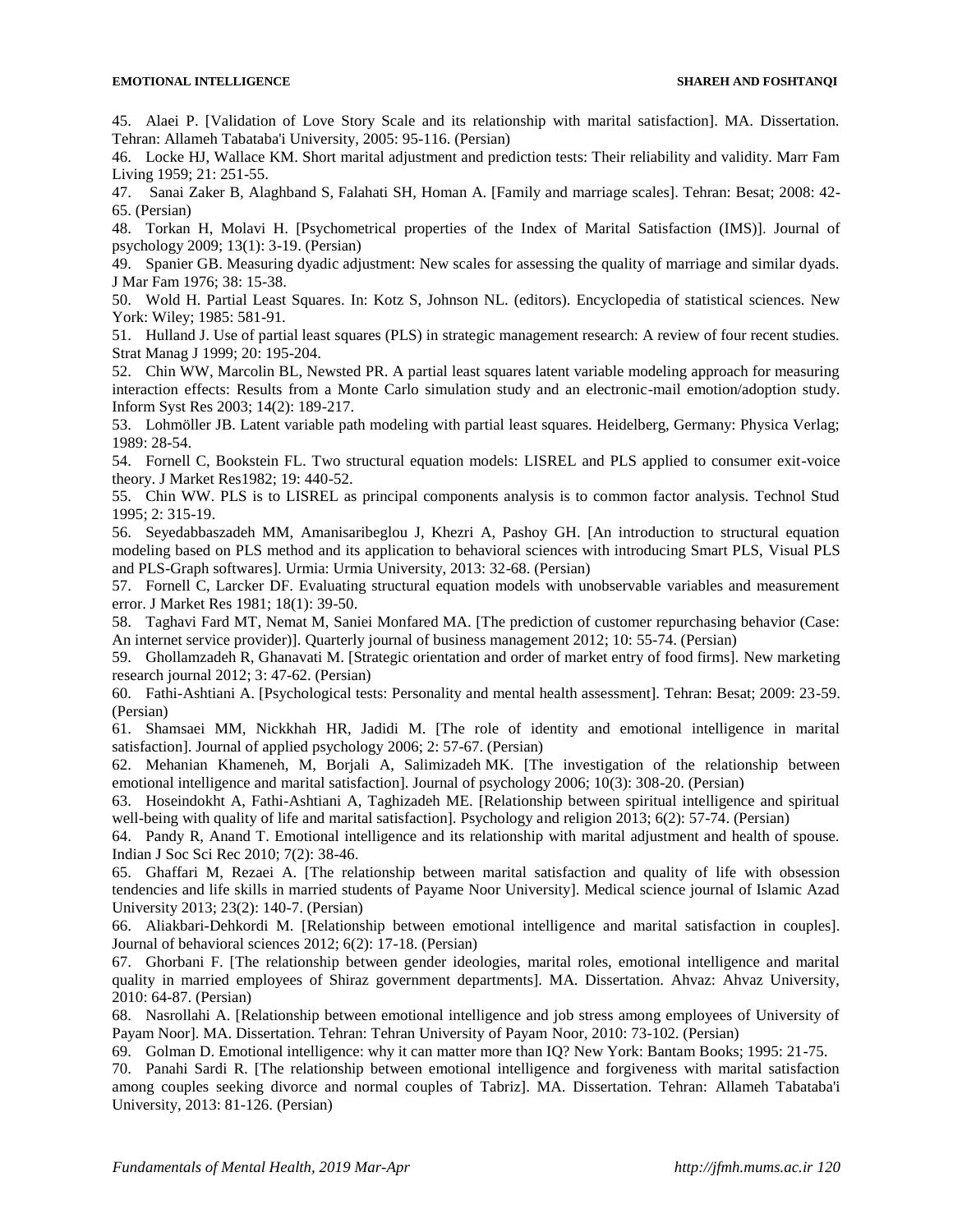45. Alaei P. [Validation of Love Story Scale and its relationship with marital satisfaction]. MA. Dissertation. Tehran: Allameh Tabataba'i University, 2005: 95-116. (Persian)

46. Locke HJ, Wallace KM. Short marital adjustment and prediction tests: Their reliability and validity. Marr Fam Living 1959; 21: 251-55.

47. Sanai Zaker B, Alaghband S, Falahati SH, Homan A. [Family and marriage scales]. Tehran: Besat; 2008: 42-65. (Persian)

48. Torkan H, Molavi H. [Psychometrical properties of the Index of Marital Satisfaction (IMS)]. Journal of psychology 2009; 13(1): 3-19. (Persian)

49. Spanier GB. Measuring dyadic adjustment: New scales for assessing the quality of marriage and similar dyads. J Mar Fam 1976; 38: 15-38.

50. Wold H. Partial Least Squares. In: Kotz S, Johnson NL. (editors). Encyclopedia of statistical sciences. New York: Wiley; 1985: 581-91.

51. Hulland J. Use of partial least squares (PLS) in strategic management research: A review of four recent studies. Strat Manag J 1999; 20: 195-204.

52. Chin WW, Marcolin BL, Newsted PR. A partial least squares latent variable modeling approach for measuring interaction effects: Results from a Monte Carlo simulation study and an electronic-mail emotion/adoption study. Inform Syst Res 2003; 14(2): 189-217.

53. Lohmöller JB. Latent variable path modeling with partial least squares. Heidelberg, Germany: Physica Verlag; 1989: 28-54.

54. Fornell C, Bookstein FL. Two structural equation models: LISREL and PLS applied to consumer exit-voice theory. J Market Res1982; 19: 440-52.

55. Chin WW. PLS is to LISREL as principal components analysis is to common factor analysis. Technol Stud 1995; 2: 315-19.

56. Seyedabbaszadeh MM, Amanisaribeglou J, Khezri A, Pashoy GH. [An introduction to structural equation modeling based on PLS method and its application to behavioral sciences with introducing Smart PLS, Visual PLS and PLS-Graph softwares]. Urmia: Urmia University, 2013: 32-68. (Persian)

57. Fornell C, Larcker DF. Evaluating structural equation models with unobservable variables and measurement error. J Market Res 1981; 18(1): 39-50.

58. Taghavi Fard MT, Nemat M, Saniei Monfared MA. [The prediction of customer repurchasing behavior (Case: An internet service provider)]. Quarterly journal of business management 2012; 10: 55-74. (Persian)

59. Ghollamzadeh R, Ghanavati M. [Strategic orientation and order of market entry of food firms]. New marketing research journal 2012; 3: 47-62. (Persian)

60. Fathi-Ashtiani A. [Psychological tests: Personality and mental health assessment]. Tehran: Besat; 2009: 23-59. (Persian)

61. Shamsaei MM, Nickkhah HR, Jadidi M. [The role of identity and emotional intelligence in marital satisfaction]. Journal of applied psychology 2006; 2: 57-67. (Persian)

62. Mehanian Khameneh, M, Borjali A, Salimizadeh MK. [The investigation of the relationship between emotional intelligence and marital satisfaction]. Journal of psychology 2006; 10(3): 308-20. (Persian)

63. Hoseindokht A, Fathi-Ashtiani A, Taghizadeh ME. [Relationship between spiritual intelligence and spiritual well-being with quality of life and marital satisfaction]. Psychology and religion 2013; 6(2): 57-74. (Persian)

64. Pandy R, Anand T. Emotional intelligence and its relationship with marital adjustment and health of spouse. Indian J Soc Sci Rec 2010; 7(2): 38-46.

65. Ghaffari M, Rezaei A. [The relationship between marital satisfaction and quality of life with obsession tendencies and life skills in married students of Payame Noor University]. Medical science journal of Islamic Azad University 2013; 23(2): 140-7. (Persian)

66. Aliakbari-Dehkordi M. [Relationship between emotional intelligence and marital satisfaction in couples]. Journal of behavioral sciences 2012; 6(2): 17-18. (Persian)

67. Ghorbani F. [The relationship between gender ideologies, marital roles, emotional intelligence and marital quality in married employees of Shiraz government departments]. MA. Dissertation. Ahvaz: Ahvaz University, 2010: 64-87. (Persian)

68. Nasrollahi A. [Relationship between emotional intelligence and job stress among employees of University of Payam Noor]. MA. Dissertation. Tehran: Tehran University of Payam Noor, 2010: 73-102. (Persian)

69. Golman D. Emotional intelligence: why it can matter more than IQ? New York: Bantam Books; 1995: 21-75.

70. Panahi Sardi R. [The relationship between emotional intelligence and forgiveness with marital satisfaction among couples seeking divorce and normal couples of Tabriz]. MA. Dissertation. Tehran: Allameh Tabataba'i University, 2013: 81-126. (Persian)